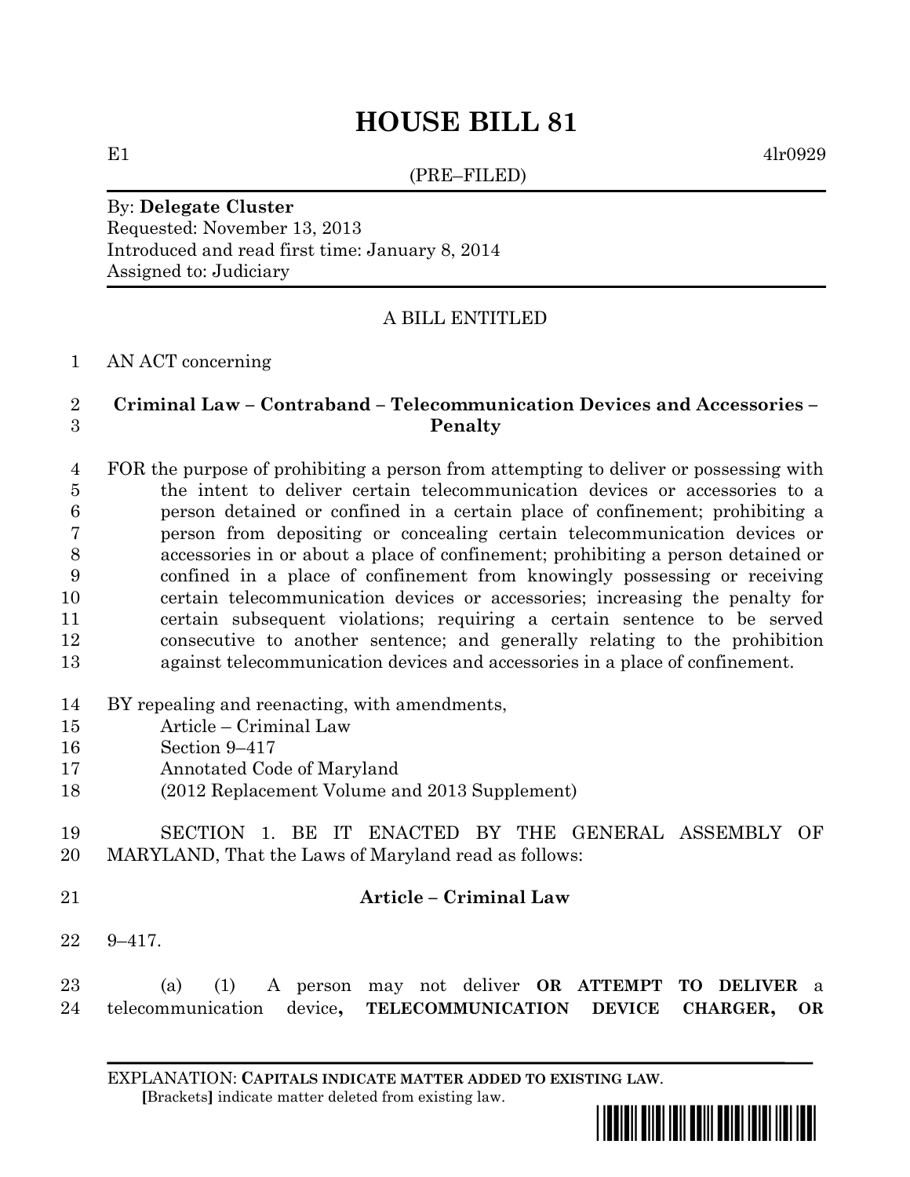# HOUSE BILL 81

E1 4lr0929

(PRE–FILED)

By: **Delegate Cluster**
Requested: November 13, 2013
Introduced and read first time: January 8, 2014
Assigned to: Judiciary

A BILL ENTITLED

1 AN ACT concerning

2 **Criminal Law – Contraband – Telecommunication Devices and Accessories –**
3 **Penalty**

4 FOR the purpose of prohibiting a person from attempting to deliver or possessing with
5 the intent to deliver certain telecommunication devices or accessories to a
6 person detained or confined in a certain place of confinement; prohibiting a
7 person from depositing or concealing certain telecommunication devices or
8 accessories in or about a place of confinement; prohibiting a person detained or
9 confined in a place of confinement from knowingly possessing or receiving
10 certain telecommunication devices or accessories; increasing the penalty for
11 certain subsequent violations; requiring a certain sentence to be served
12 consecutive to another sentence; and generally relating to the prohibition
13 against telecommunication devices and accessories in a place of confinement.

14 BY repealing and reenacting, with amendments,
15 Article – Criminal Law
16 Section 9–417
17 Annotated Code of Maryland
18 (2012 Replacement Volume and 2013 Supplement)

19 SECTION 1. BE IT ENACTED BY THE GENERAL ASSEMBLY OF
20 MARYLAND, That the Laws of Maryland read as follows:

21 **Article – Criminal Law**

22 9–417.

23 (a) (1) A person may not deliver **OR ATTEMPT TO DELIVER** a
24 telecommunication device**, TELECOMMUNICATION DEVICE CHARGER, OR**

EXPLANATION: **CAPITALS INDICATE MATTER ADDED TO EXISTING LAW.**
**[**Brackets**]** indicate matter deleted from existing law.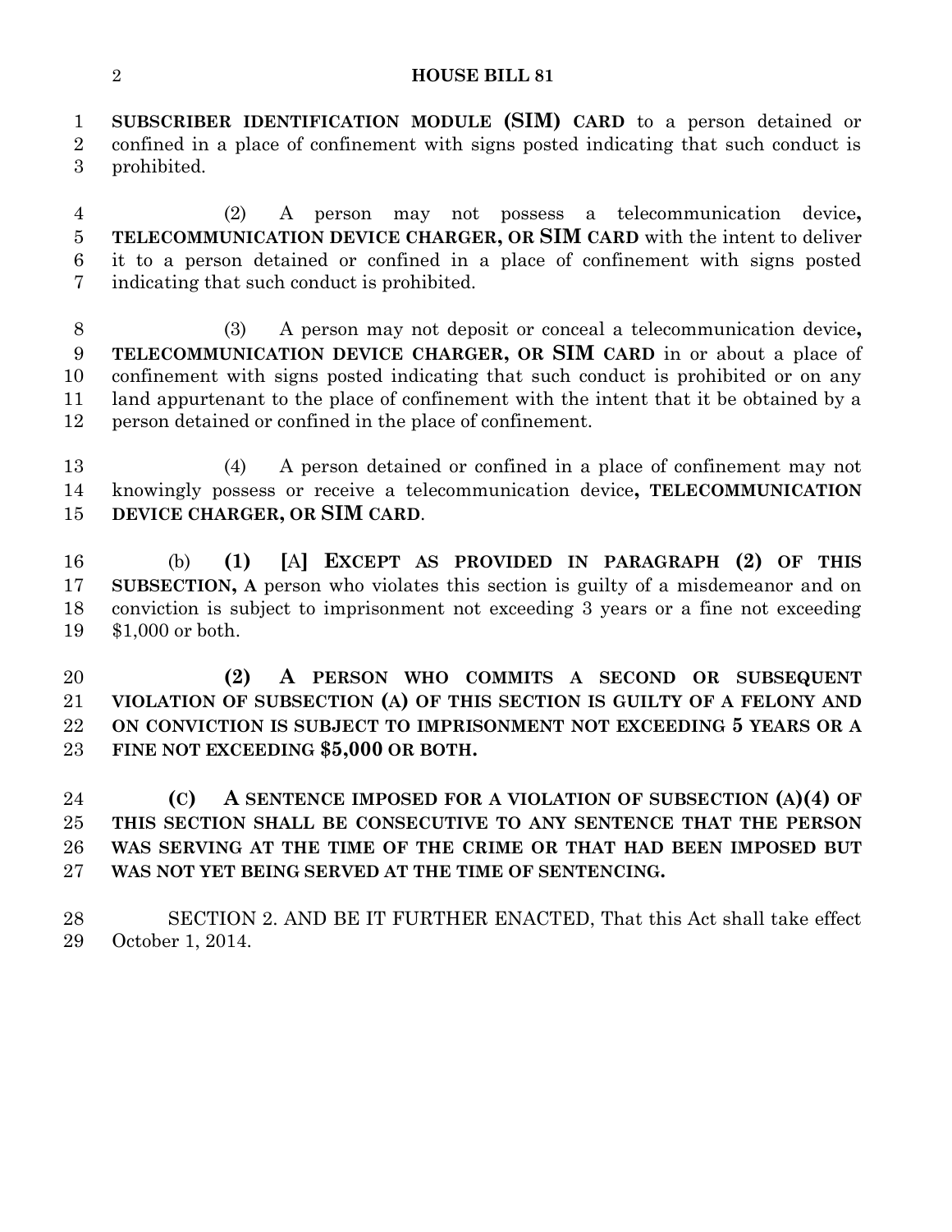**SUBSCRIBER IDENTIFICATION MODULE (SIM) CARD** to a person detained or confined in a place of confinement with signs posted indicating that such conduct is prohibited.

(2) A person may not possess a telecommunication device**, TELECOMMUNICATION DEVICE CHARGER, OR SIM CARD** with the intent to deliver it to a person detained or confined in a place of confinement with signs posted indicating that such conduct is prohibited.

(3) A person may not deposit or conceal a telecommunication device**, TELECOMMUNICATION DEVICE CHARGER, OR SIM CARD** in or about a place of confinement with signs posted indicating that such conduct is prohibited or on any land appurtenant to the place of confinement with the intent that it be obtained by a person detained or confined in the place of confinement.

(4) A person detained or confined in a place of confinement may not knowingly possess or receive a telecommunication device**, TELECOMMUNICATION DEVICE CHARGER, OR SIM CARD**.

(b) **(1)** [A] **EXCEPT AS PROVIDED IN PARAGRAPH (2) OF THIS SUBSECTION, A** person who violates this section is guilty of a misdemeanor and on conviction is subject to imprisonment not exceeding 3 years or a fine not exceeding $1,000 or both.

**(2) A PERSON WHO COMMITS A SECOND OR SUBSEQUENT VIOLATION OF SUBSECTION (A) OF THIS SECTION IS GUILTY OF A FELONY AND ON CONVICTION IS SUBJECT TO IMPRISONMENT NOT EXCEEDING 5 YEARS OR A FINE NOT EXCEEDING $5,000 OR BOTH.**

**(C) A SENTENCE IMPOSED FOR A VIOLATION OF SUBSECTION (A)(4) OF THIS SECTION SHALL BE CONSECUTIVE TO ANY SENTENCE THAT THE PERSON WAS SERVING AT THE TIME OF THE CRIME OR THAT HAD BEEN IMPOSED BUT WAS NOT YET BEING SERVED AT THE TIME OF SENTENCING.**

SECTION 2. AND BE IT FURTHER ENACTED, That this Act shall take effect October 1, 2014.